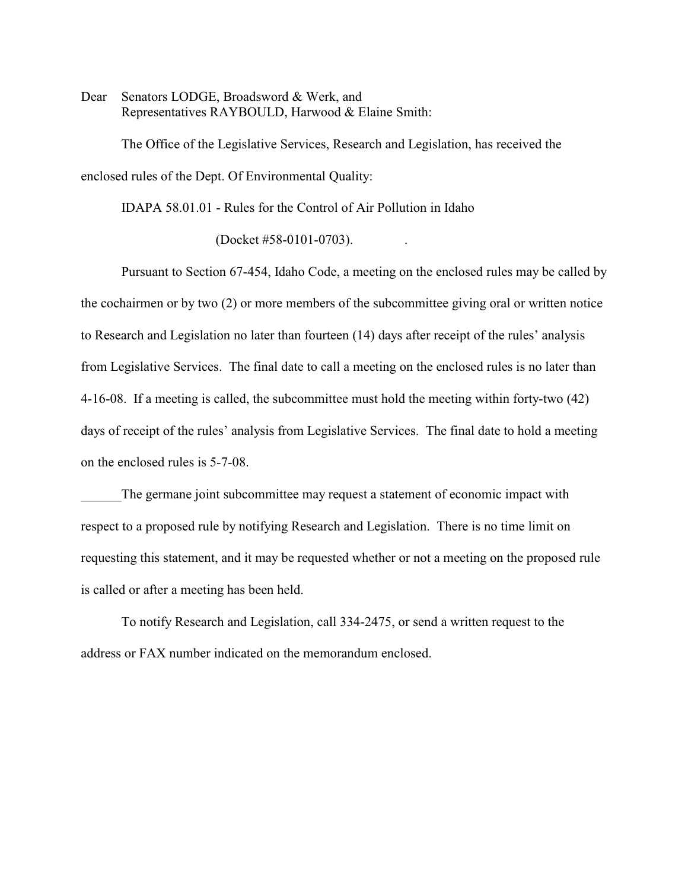Dear Senators LODGE, Broadsword & Werk, and
Representatives RAYBOULD, Harwood & Elaine Smith:

The Office of the Legislative Services, Research and Legislation, has received the enclosed rules of the Dept. Of Environmental Quality:

IDAPA 58.01.01 - Rules for the Control of Air Pollution in Idaho

(Docket #58-0101-0703).

Pursuant to Section 67-454, Idaho Code, a meeting on the enclosed rules may be called by the cochairmen or by two (2) or more members of the subcommittee giving oral or written notice to Research and Legislation no later than fourteen (14) days after receipt of the rules' analysis from Legislative Services. The final date to call a meeting on the enclosed rules is no later than 4-16-08. If a meeting is called, the subcommittee must hold the meeting within forty-two (42) days of receipt of the rules' analysis from Legislative Services. The final date to hold a meeting on the enclosed rules is 5-7-08.

\_\_\_\_\_\_The germane joint subcommittee may request a statement of economic impact with respect to a proposed rule by notifying Research and Legislation. There is no time limit on requesting this statement, and it may be requested whether or not a meeting on the proposed rule is called or after a meeting has been held.

To notify Research and Legislation, call 334-2475, or send a written request to the address or FAX number indicated on the memorandum enclosed.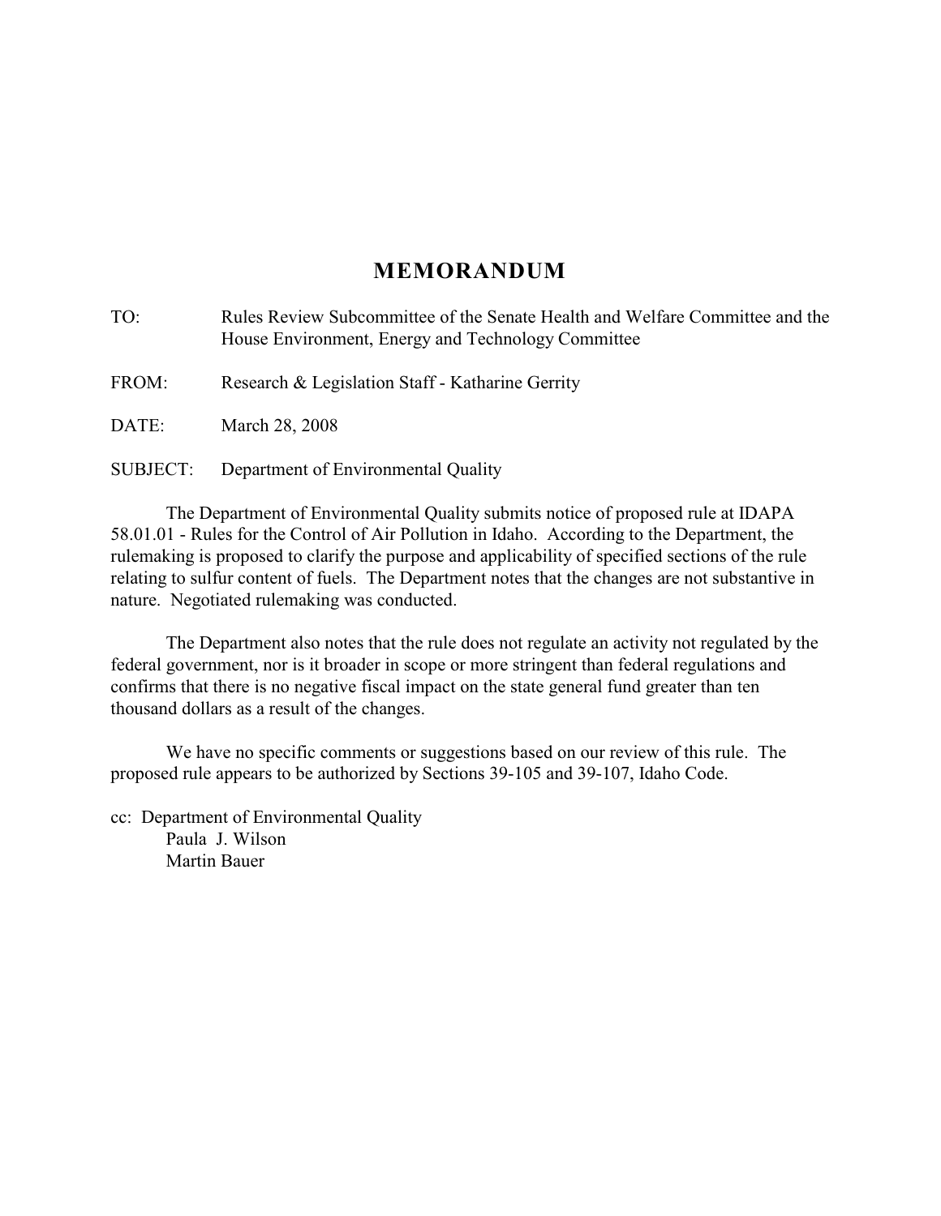# MEMORANDUM

TO: Rules Review Subcommittee of the Senate Health and Welfare Committee and the House Environment, Energy and Technology Committee

FROM: Research & Legislation Staff - Katharine Gerrity

DATE: March 28, 2008

SUBJECT: Department of Environmental Quality

The Department of Environmental Quality submits notice of proposed rule at IDAPA 58.01.01 - Rules for the Control of Air Pollution in Idaho. According to the Department, the rulemaking is proposed to clarify the purpose and applicability of specified sections of the rule relating to sulfur content of fuels. The Department notes that the changes are not substantive in nature. Negotiated rulemaking was conducted.

The Department also notes that the rule does not regulate an activity not regulated by the federal government, nor is it broader in scope or more stringent than federal regulations and confirms that there is no negative fiscal impact on the state general fund greater than ten thousand dollars as a result of the changes.

We have no specific comments or suggestions based on our review of this rule. The proposed rule appears to be authorized by Sections 39-105 and 39-107, Idaho Code.

cc: Department of Environmental Quality
Paula J. Wilson
Martin Bauer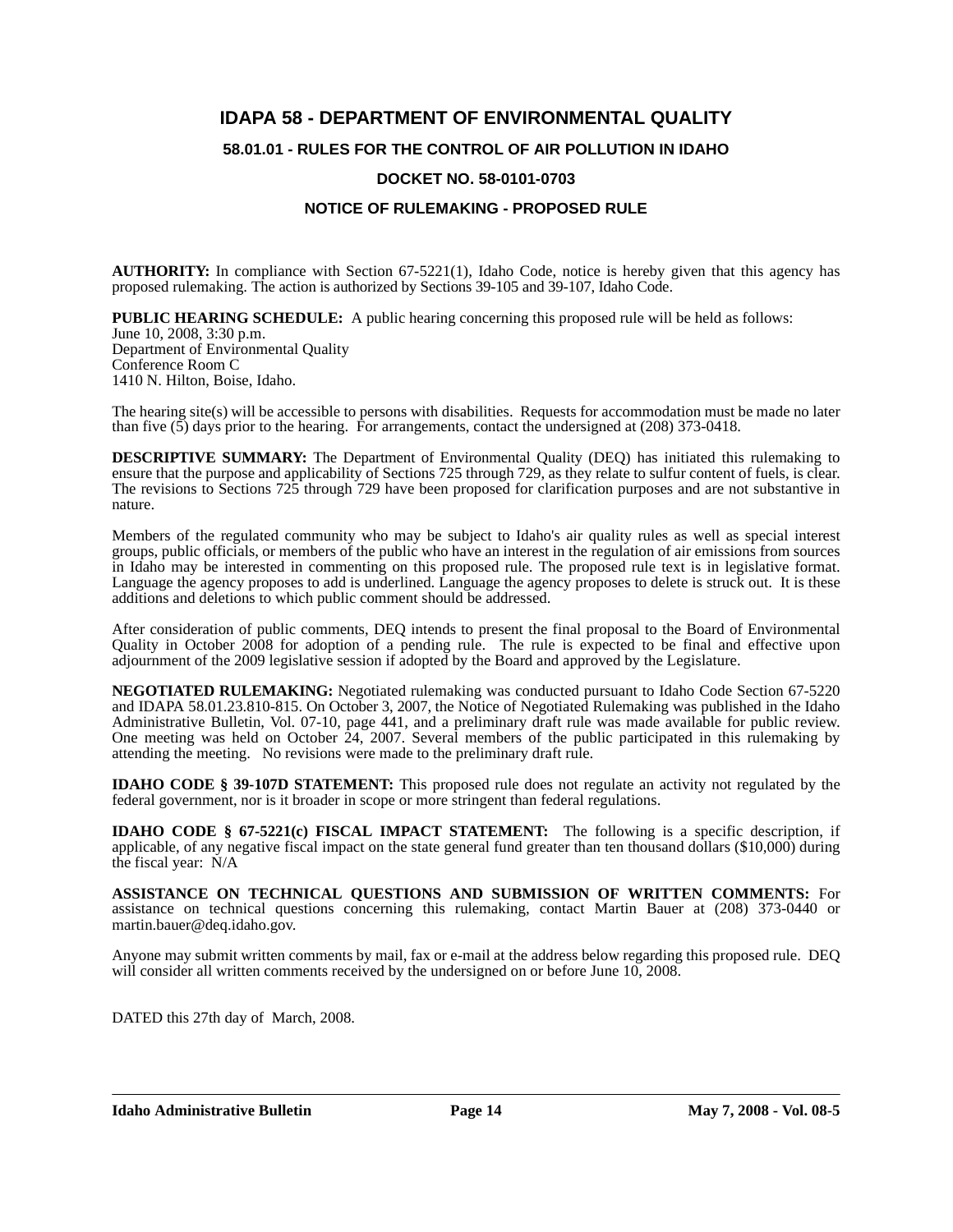# IDAPA 58 - DEPARTMENT OF ENVIRONMENTAL QUALITY

### 58.01.01 - RULES FOR THE CONTROL OF AIR POLLUTION IN IDAHO

### DOCKET NO. 58-0101-0703

### NOTICE OF RULEMAKING - PROPOSED RULE

**AUTHORITY:** In compliance with Section 67-5221(1), Idaho Code, notice is hereby given that this agency has proposed rulemaking. The action is authorized by Sections 39-105 and 39-107, Idaho Code.

**PUBLIC HEARING SCHEDULE:** A public hearing concerning this proposed rule will be held as follows:
June 10, 2008, 3:30 p.m.
Department of Environmental Quality
Conference Room C
1410 N. Hilton, Boise, Idaho.

The hearing site(s) will be accessible to persons with disabilities. Requests for accommodation must be made no later than five (5) days prior to the hearing. For arrangements, contact the undersigned at (208) 373-0418.

**DESCRIPTIVE SUMMARY:** The Department of Environmental Quality (DEQ) has initiated this rulemaking to ensure that the purpose and applicability of Sections 725 through 729, as they relate to sulfur content of fuels, is clear. The revisions to Sections 725 through 729 have been proposed for clarification purposes and are not substantive in nature.

Members of the regulated community who may be subject to Idaho's air quality rules as well as special interest groups, public officials, or members of the public who have an interest in the regulation of air emissions from sources in Idaho may be interested in commenting on this proposed rule. The proposed rule text is in legislative format. Language the agency proposes to add is underlined. Language the agency proposes to delete is struck out. It is these additions and deletions to which public comment should be addressed.

After consideration of public comments, DEQ intends to present the final proposal to the Board of Environmental Quality in October 2008 for adoption of a pending rule. The rule is expected to be final and effective upon adjournment of the 2009 legislative session if adopted by the Board and approved by the Legislature.

**NEGOTIATED RULEMAKING:** Negotiated rulemaking was conducted pursuant to Idaho Code Section 67-5220 and IDAPA 58.01.23.810-815. On October 3, 2007, the Notice of Negotiated Rulemaking was published in the Idaho Administrative Bulletin, Vol. 07-10, page 441, and a preliminary draft rule was made available for public review. One meeting was held on October 24, 2007. Several members of the public participated in this rulemaking by attending the meeting. No revisions were made to the preliminary draft rule.

**IDAHO CODE § 39-107D STATEMENT:** This proposed rule does not regulate an activity not regulated by the federal government, nor is it broader in scope or more stringent than federal regulations.

**IDAHO CODE § 67-5221(c) FISCAL IMPACT STATEMENT:** The following is a specific description, if applicable, of any negative fiscal impact on the state general fund greater than ten thousand dollars ($10,000) during the fiscal year: N/A

**ASSISTANCE ON TECHNICAL QUESTIONS AND SUBMISSION OF WRITTEN COMMENTS:** For assistance on technical questions concerning this rulemaking, contact Martin Bauer at (208) 373-0440 or martin.bauer@deq.idaho.gov.

Anyone may submit written comments by mail, fax or e-mail at the address below regarding this proposed rule. DEQ will consider all written comments received by the undersigned on or before June 10, 2008.

DATED this 27th day of March, 2008.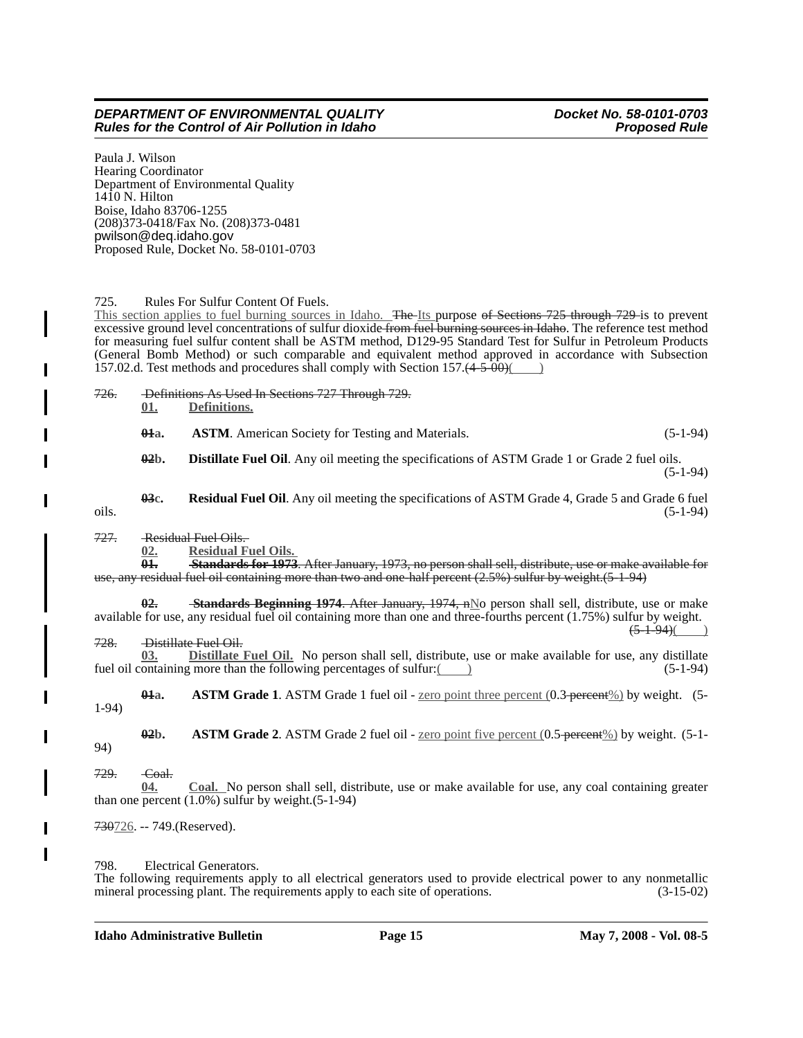Paula J. Wilson
Hearing Coordinator
Department of Environmental Quality
1410 N. Hilton
Boise, Idaho 83706-1255
(208)373-0418/Fax No. (208)373-0481
pwilson@deq.idaho.gov
Proposed Rule, Docket No. 58-0101-0703

725. Rules For Sulfur Content Of Fuels.
This section applies to fuel burning sources in Idaho. ~~The~~ Its purpose ~~of Sections 725 through 729~~ is to prevent excessive ground level concentrations of sulfur dioxide ~~from fuel burning sources in Idaho~~. The reference test method for measuring fuel sulfur content shall be ASTM method, D129-95 Standard Test for Sulfur in Petroleum Products (General Bomb Method) or such comparable and equivalent method approved in accordance with Subsection 157.02.d. Test methods and procedures shall comply with Section 157. ~~(4-5-00)~~(____)

~~726. Definitions As Used In Sections 727 Through 729.~~

**01. Definitions.**

**~~01~~a. ASTM**. American Society for Testing and Materials. (5-1-94)

**~~02~~b. Distillate Fuel Oil**. Any oil meeting the specifications of ASTM Grade 1 or Grade 2 fuel oils. (5-1-94)

**~~03~~c. Residual Fuel Oil**. Any oil meeting the specifications of ASTM Grade 4, Grade 5 and Grade 6 fuel oils. (5-1-94)

~~727. Residual Fuel Oils.~~

**02. Residual Fuel Oils.**

~~**01. Standards for 1973**. After January, 1973, no person shall sell, distribute, use or make available for use, any residual fuel oil containing more than two and one-half percent (2.5%) sulfur by weight.(5-1-94)~~

~~**02. Standards Beginning 1974**. After January, 1974, n~~No person shall sell, distribute, use or make available for use, any residual fuel oil containing more than one and three-fourths percent (1.75%) sulfur by weight. ~~(5-1-94)~~(____)

~~728. Distillate Fuel Oil.~~

**03. Distillate Fuel Oil.** No person shall sell, distribute, use or make available for use, any distillate fuel oil containing more than the following percentages of sulfur:(____) (5-1-94)

**~~01~~a. ASTM Grade 1**. ASTM Grade 1 fuel oil - zero point three percent (0.3 ~~percent~~%) by weight. (5-1-94)

**~~02~~b. ASTM Grade 2**. ASTM Grade 2 fuel oil - zero point five percent (0.5 ~~percent~~%) by weight. (5-1-94)

~~729. Coal.~~

**04. Coal.** No person shall sell, distribute, use or make available for use, any coal containing greater than one percent (1.0%) sulfur by weight.(5-1-94)

~~730~~726. -- 749.(Reserved).

798. Electrical Generators.
The following requirements apply to all electrical generators used to provide electrical power to any nonmetallic mineral processing plant. The requirements apply to each site of operations. (3-15-02)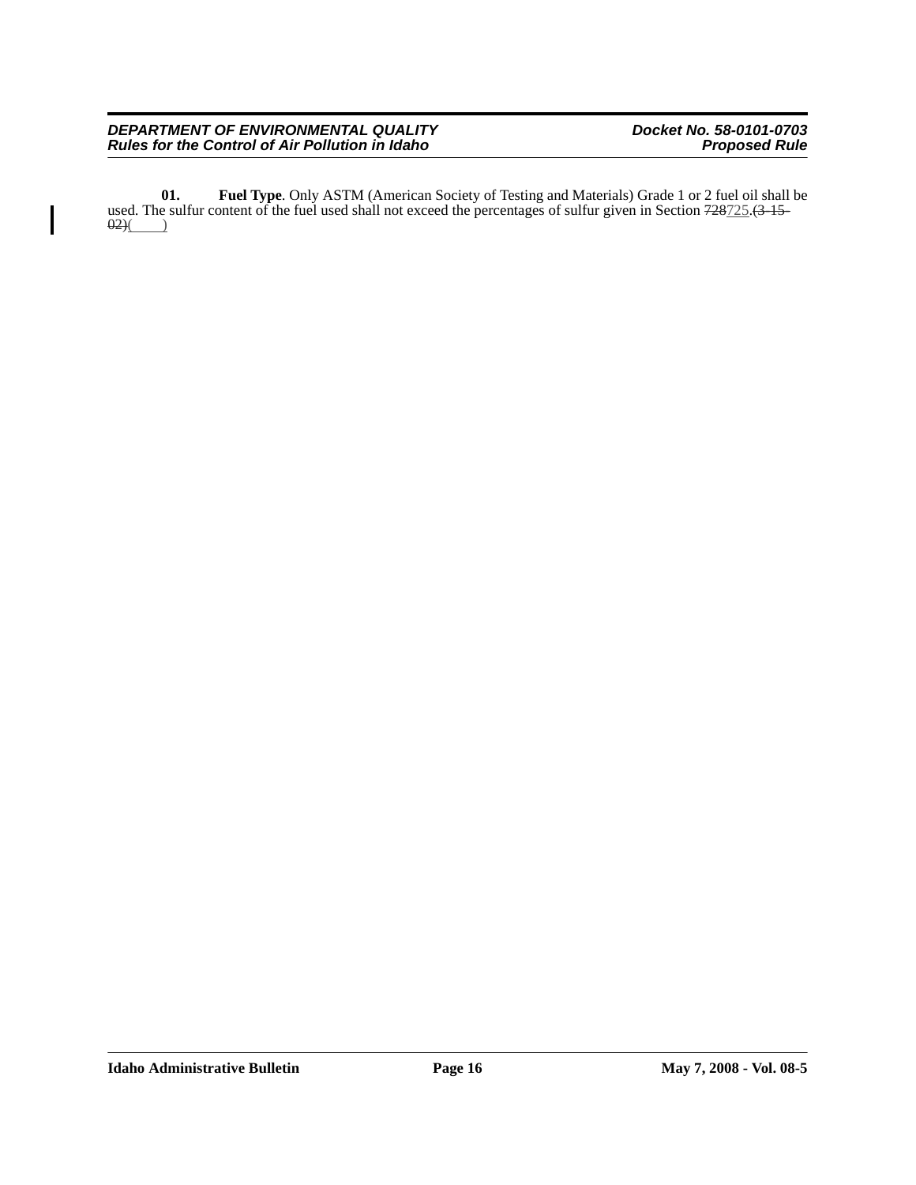**01. Fuel Type**. Only ASTM (American Society of Testing and Materials) Grade 1 or 2 fuel oil shall be used. The sulfur content of the fuel used shall not exceed the percentages of sulfur given in Section ~~728~~725.~~(3-15-02)~~(____)